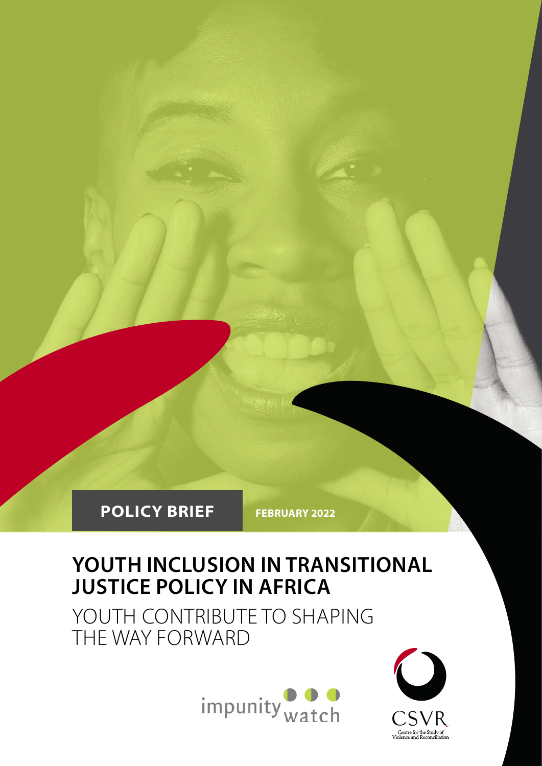**POLICY BRIEF** FEBRUARY 2022

# YOUTH INCLUSION IN TRANSITIONAL JUSTICE POLICY IN AFRICA

## YOUTH CONTRIBUTE TO SHAPING THE WAY FORWARD

impunity watch

CSVR
Centre for the Study of Violence and Reconciliation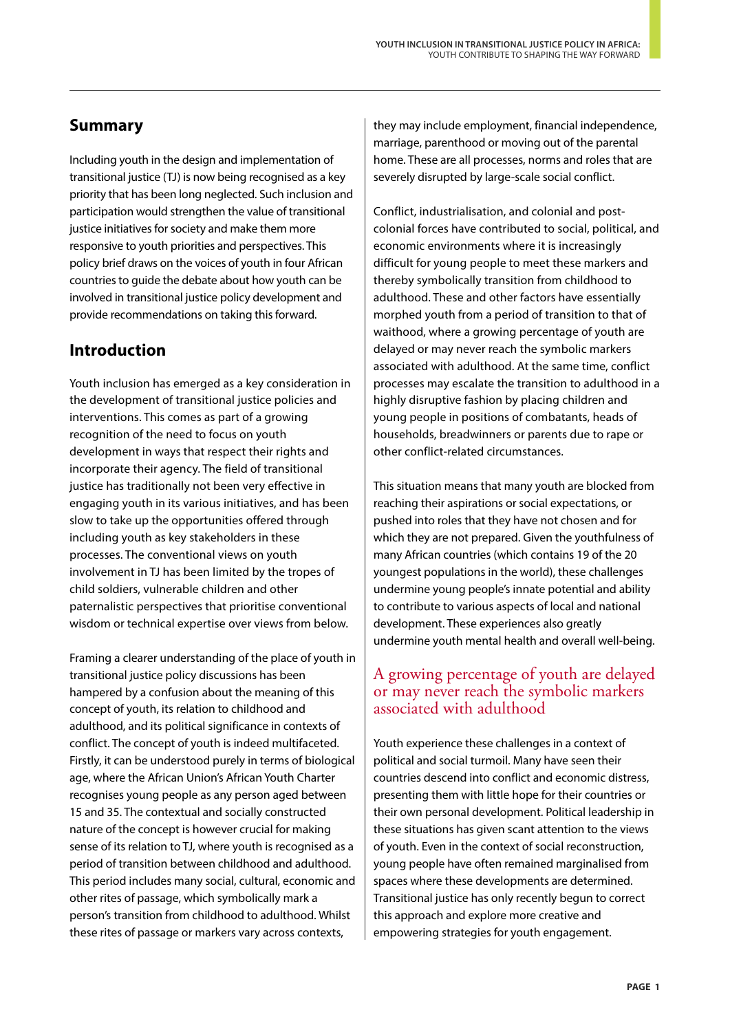## Summary

Including youth in the design and implementation of transitional justice (TJ) is now being recognised as a key priority that has been long neglected. Such inclusion and participation would strengthen the value of transitional justice initiatives for society and make them more responsive to youth priorities and perspectives. This policy brief draws on the voices of youth in four African countries to guide the debate about how youth can be involved in transitional justice policy development and provide recommendations on taking this forward.

## Introduction

Youth inclusion has emerged as a key consideration in the development of transitional justice policies and interventions. This comes as part of a growing recognition of the need to focus on youth development in ways that respect their rights and incorporate their agency. The field of transitional justice has traditionally not been very effective in engaging youth in its various initiatives, and has been slow to take up the opportunities offered through including youth as key stakeholders in these processes. The conventional views on youth involvement in TJ has been limited by the tropes of child soldiers, vulnerable children and other paternalistic perspectives that prioritise conventional wisdom or technical expertise over views from below.

Framing a clearer understanding of the place of youth in transitional justice policy discussions has been hampered by a confusion about the meaning of this concept of youth, its relation to childhood and adulthood, and its political significance in contexts of conflict. The concept of youth is indeed multifaceted. Firstly, it can be understood purely in terms of biological age, where the African Union's African Youth Charter recognises young people as any person aged between 15 and 35. The contextual and socially constructed nature of the concept is however crucial for making sense of its relation to TJ, where youth is recognised as a period of transition between childhood and adulthood. This period includes many social, cultural, economic and other rites of passage, which symbolically mark a person's transition from childhood to adulthood. Whilst these rites of passage or markers vary across contexts, they may include employment, financial independence, marriage, parenthood or moving out of the parental home. These are all processes, norms and roles that are severely disrupted by large-scale social conflict.

Conflict, industrialisation, and colonial and post-colonial forces have contributed to social, political, and economic environments where it is increasingly difficult for young people to meet these markers and thereby symbolically transition from childhood to adulthood. These and other factors have essentially morphed youth from a period of transition to that of waithood, where a growing percentage of youth are delayed or may never reach the symbolic markers associated with adulthood. At the same time, conflict processes may escalate the transition to adulthood in a highly disruptive fashion by placing children and young people in positions of combatants, heads of households, breadwinners or parents due to rape or other conflict-related circumstances.

This situation means that many youth are blocked from reaching their aspirations or social expectations, or pushed into roles that they have not chosen and for which they are not prepared. Given the youthfulness of many African countries (which contains 19 of the 20 youngest populations in the world), these challenges undermine young people's innate potential and ability to contribute to various aspects of local and national development. These experiences also greatly undermine youth mental health and overall well-being.

> A growing percentage of youth are delayed or may never reach the symbolic markers associated with adulthood

Youth experience these challenges in a context of political and social turmoil. Many have seen their countries descend into conflict and economic distress, presenting them with little hope for their countries or their own personal development. Political leadership in these situations has given scant attention to the views of youth. Even in the context of social reconstruction, young people have often remained marginalised from spaces where these developments are determined. Transitional justice has only recently begun to correct this approach and explore more creative and empowering strategies for youth engagement.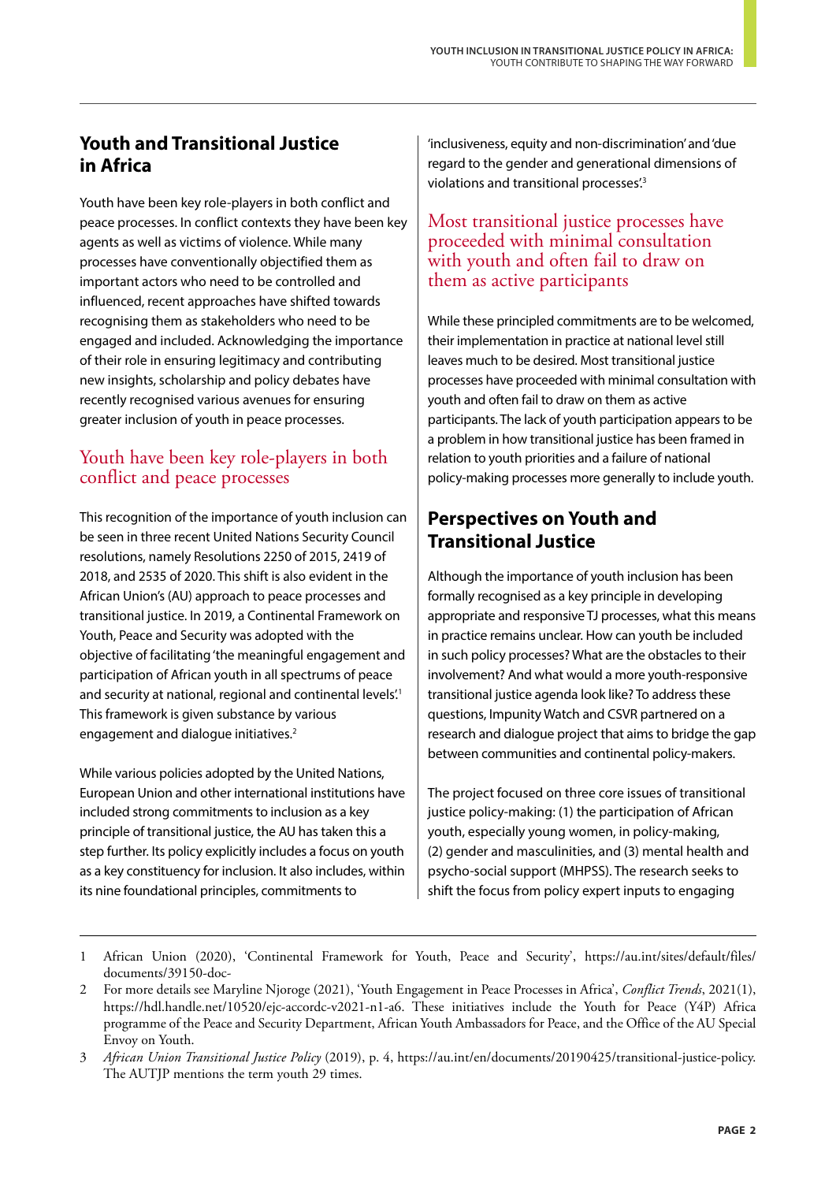## Youth and Transitional Justice in Africa

Youth have been key role-players in both conflict and peace processes. In conflict contexts they have been key agents as well as victims of violence. While many processes have conventionally objectified them as important actors who need to be controlled and influenced, recent approaches have shifted towards recognising them as stakeholders who need to be engaged and included. Acknowledging the importance of their role in ensuring legitimacy and contributing new insights, scholarship and policy debates have recently recognised various avenues for ensuring greater inclusion of youth in peace processes.

> Youth have been key role-players in both conflict and peace processes

This recognition of the importance of youth inclusion can be seen in three recent United Nations Security Council resolutions, namely Resolutions 2250 of 2015, 2419 of 2018, and 2535 of 2020. This shift is also evident in the African Union's (AU) approach to peace processes and transitional justice. In 2019, a Continental Framework on Youth, Peace and Security was adopted with the objective of facilitating 'the meaningful engagement and participation of African youth in all spectrums of peace and security at national, regional and continental levels'.[1] This framework is given substance by various engagement and dialogue initiatives.[2]

While various policies adopted by the United Nations, European Union and other international institutions have included strong commitments to inclusion as a key principle of transitional justice, the AU has taken this a step further. Its policy explicitly includes a focus on youth as a key constituency for inclusion. It also includes, within its nine foundational principles, commitments to 'inclusiveness, equity and non-discrimination' and 'due regard to the gender and generational dimensions of violations and transitional processes'.[3]

> Most transitional justice processes have proceeded with minimal consultation with youth and often fail to draw on them as active participants

While these principled commitments are to be welcomed, their implementation in practice at national level still leaves much to be desired. Most transitional justice processes have proceeded with minimal consultation with youth and often fail to draw on them as active participants. The lack of youth participation appears to be a problem in how transitional justice has been framed in relation to youth priorities and a failure of national policy-making processes more generally to include youth.

## Perspectives on Youth and Transitional Justice

Although the importance of youth inclusion has been formally recognised as a key principle in developing appropriate and responsive TJ processes, what this means in practice remains unclear. How can youth be included in such policy processes? What are the obstacles to their involvement? And what would a more youth-responsive transitional justice agenda look like? To address these questions, Impunity Watch and CSVR partnered on a research and dialogue project that aims to bridge the gap between communities and continental policy-makers.

The project focused on three core issues of transitional justice policy-making: (1) the participation of African youth, especially young women, in policy-making, (2) gender and masculinities, and (3) mental health and psycho-social support (MHPSS). The research seeks to shift the focus from policy expert inputs to engaging

---

1 African Union (2020), 'Continental Framework for Youth, Peace and Security', https://au.int/sites/default/files/documents/39150-doc-

2 For more details see Maryline Njoroge (2021), 'Youth Engagement in Peace Processes in Africa', *Conflict Trends*, 2021(1), https://hdl.handle.net/10520/ejc-accordc-v2021-n1-a6. These initiatives include the Youth for Peace (Y4P) Africa programme of the Peace and Security Department, African Youth Ambassadors for Peace, and the Office of the AU Special Envoy on Youth.

3 *African Union Transitional Justice Policy* (2019), p. 4, https://au.int/en/documents/20190425/transitional-justice-policy. The AUTJP mentions the term youth 29 times.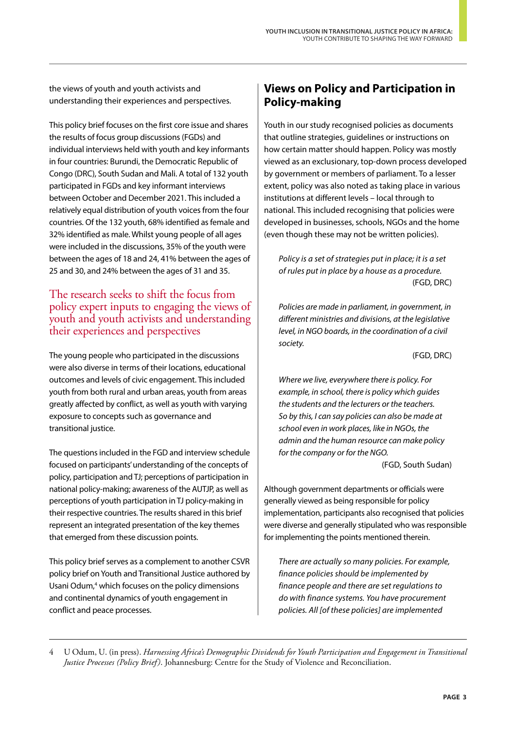the views of youth and youth activists and understanding their experiences and perspectives.

This policy brief focuses on the first core issue and shares the results of focus group discussions (FGDs) and individual interviews held with youth and key informants in four countries: Burundi, the Democratic Republic of Congo (DRC), South Sudan and Mali. A total of 132 youth participated in FGDs and key informant interviews between October and December 2021. This included a relatively equal distribution of youth voices from the four countries. Of the 132 youth, 68% identified as female and 32% identified as male. Whilst young people of all ages were included in the discussions, 35% of the youth were between the ages of 18 and 24, 41% between the ages of 25 and 30, and 24% between the ages of 31 and 35.

> The research seeks to shift the focus from policy expert inputs to engaging the views of youth and youth activists and understanding their experiences and perspectives

The young people who participated in the discussions were also diverse in terms of their locations, educational outcomes and levels of civic engagement. This included youth from both rural and urban areas, youth from areas greatly affected by conflict, as well as youth with varying exposure to concepts such as governance and transitional justice.

The questions included in the FGD and interview schedule focused on participants' understanding of the concepts of policy, participation and TJ; perceptions of participation in national policy-making; awareness of the AUTJP, as well as perceptions of youth participation in TJ policy-making in their respective countries. The results shared in this brief represent an integrated presentation of the key themes that emerged from these discussion points.

This policy brief serves as a complement to another CSVR policy brief on Youth and Transitional Justice authored by Usani Odum,[4] which focuses on the policy dimensions and continental dynamics of youth engagement in conflict and peace processes.

## Views on Policy and Participation in Policy-making

Youth in our study recognised policies as documents that outline strategies, guidelines or instructions on how certain matter should happen. Policy was mostly viewed as an exclusionary, top-down process developed by government or members of parliament. To a lesser extent, policy was also noted as taking place in various institutions at different levels – local through to national. This included recognising that policies were developed in businesses, schools, NGOs and the home (even though these may not be written policies).

> *Policy is a set of strategies put in place; it is a set of rules put in place by a house as a procedure.*
> (FGD, DRC)

> *Policies are made in parliament, in government, in different ministries and divisions, at the legislative level, in NGO boards, in the coordination of a civil society.*
> (FGD, DRC)

> *Where we live, everywhere there is policy. For example, in school, there is policy which guides the students and the lecturers or the teachers. So by this, I can say policies can also be made at school even in work places, like in NGOs, the admin and the human resource can make policy for the company or for the NGO.*
> (FGD, South Sudan)

Although government departments or officials were generally viewed as being responsible for policy implementation, participants also recognised that policies were diverse and generally stipulated who was responsible for implementing the points mentioned therein.

> *There are actually so many policies. For example, finance policies should be implemented by finance people and there are set regulations to do with finance systems. You have procurement policies. All [of these policies] are implemented*

4 U Odum, U. (in press). *Harnessing Africa's Demographic Dividends for Youth Participation and Engagement in Transitional Justice Processes (Policy Brief)*. Johannesburg: Centre for the Study of Violence and Reconciliation.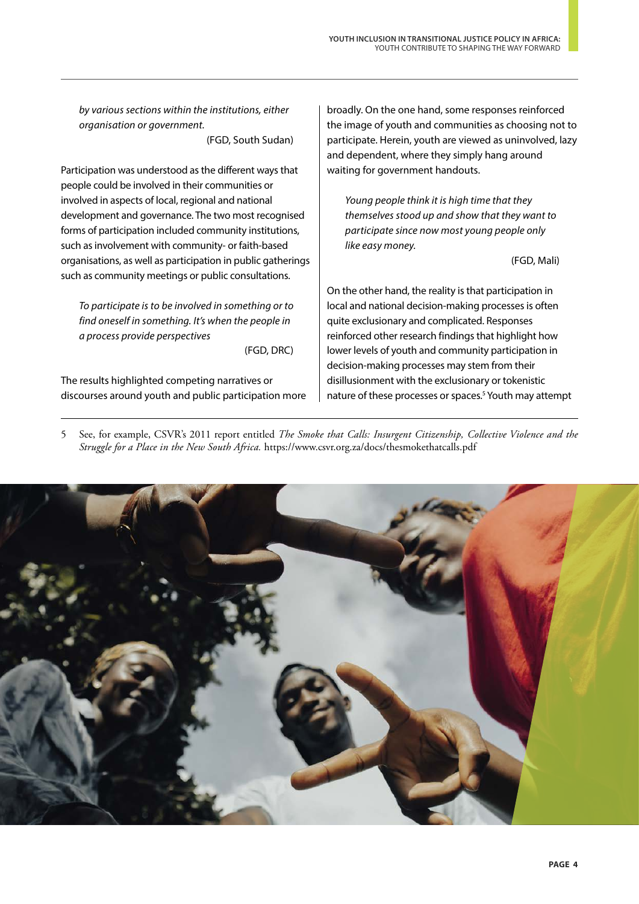*by various sections within the institutions, either organisation or government.*

(FGD, South Sudan)

Participation was understood as the different ways that people could be involved in their communities or involved in aspects of local, regional and national development and governance. The two most recognised forms of participation included community institutions, such as involvement with community- or faith-based organisations, as well as participation in public gatherings such as community meetings or public consultations.

> *To participate is to be involved in something or to find oneself in something. It's when the people in a process provide perspectives*
>
> (FGD, DRC)

The results highlighted competing narratives or discourses around youth and public participation more broadly. On the one hand, some responses reinforced the image of youth and communities as choosing not to participate. Herein, youth are viewed as uninvolved, lazy and dependent, where they simply hang around waiting for government handouts.

> *Young people think it is high time that they themselves stood up and show that they want to participate since now most young people only like easy money.*
>
> (FGD, Mali)

On the other hand, the reality is that participation in local and national decision-making processes is often quite exclusionary and complicated. Responses reinforced other research findings that highlight how lower levels of youth and community participation in decision-making processes may stem from their disillusionment with the exclusionary or tokenistic nature of these processes or spaces.[5] Youth may attempt

---

5 See, for example, CSVR's 2011 report entitled *The Smoke that Calls: Insurgent Citizenship, Collective Violence and the Struggle for a Place in the New South Africa.* https://www.csvr.org.za/docs/thesmokethatcalls.pdf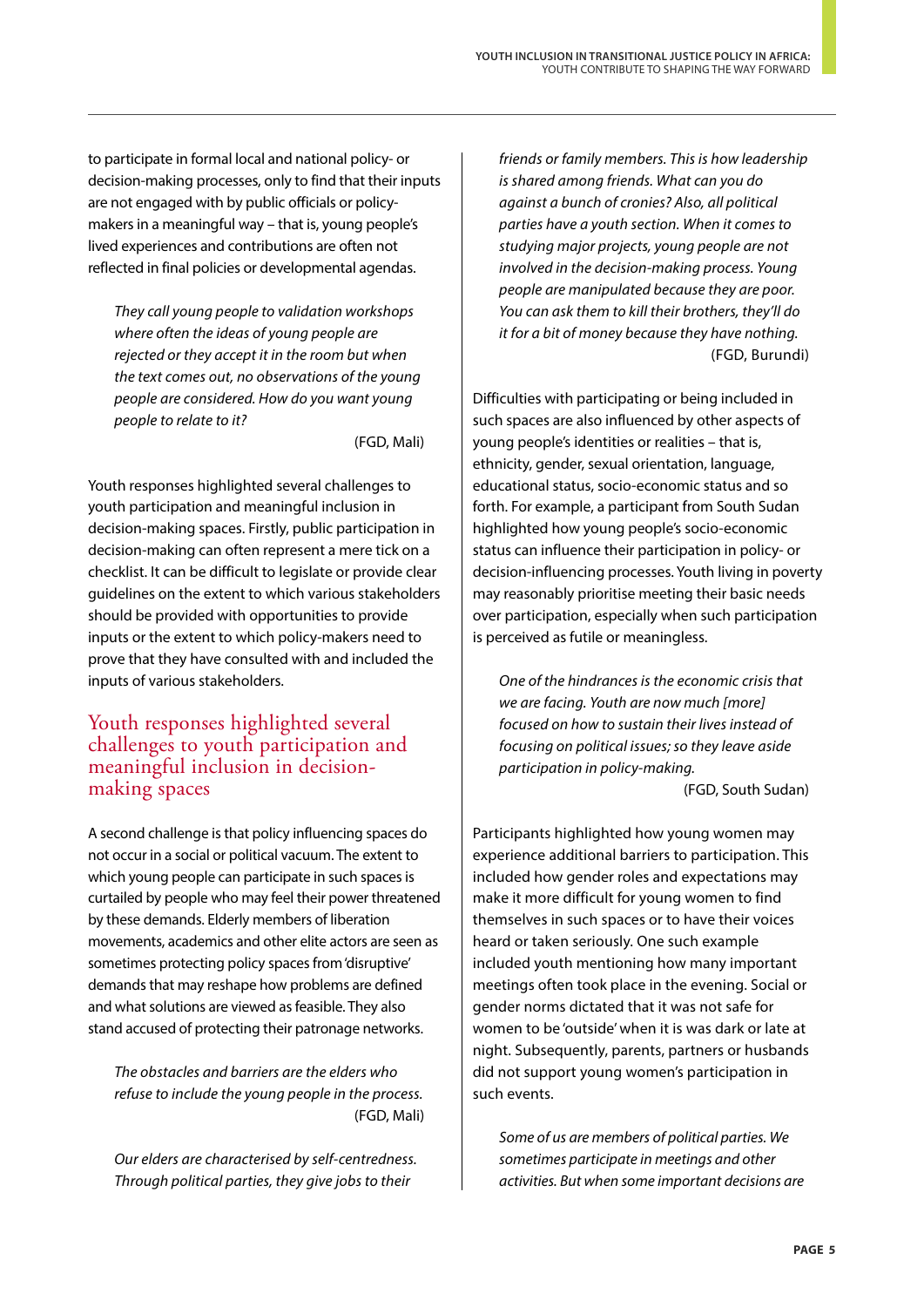to participate in formal local and national policy- or decision-making processes, only to find that their inputs are not engaged with by public officials or policy-makers in a meaningful way – that is, young people's lived experiences and contributions are often not reflected in final policies or developmental agendas.

> *They call young people to validation workshops where often the ideas of young people are rejected or they accept it in the room but when the text comes out, no observations of the young people are considered. How do you want young people to relate to it?*
>
> (FGD, Mali)

Youth responses highlighted several challenges to youth participation and meaningful inclusion in decision-making spaces. Firstly, public participation in decision-making can often represent a mere tick on a checklist. It can be difficult to legislate or provide clear guidelines on the extent to which various stakeholders should be provided with opportunities to provide inputs or the extent to which policy-makers need to prove that they have consulted with and included the inputs of various stakeholders.

## Youth responses highlighted several challenges to youth participation and meaningful inclusion in decision-making spaces

A second challenge is that policy influencing spaces do not occur in a social or political vacuum. The extent to which young people can participate in such spaces is curtailed by people who may feel their power threatened by these demands. Elderly members of liberation movements, academics and other elite actors are seen as sometimes protecting policy spaces from 'disruptive' demands that may reshape how problems are defined and what solutions are viewed as feasible. They also stand accused of protecting their patronage networks.

> *The obstacles and barriers are the elders who refuse to include the young people in the process.*
>
> (FGD, Mali)

> *Our elders are characterised by self-centredness. Through political parties, they give jobs to their friends or family members. This is how leadership is shared among friends. What can you do against a bunch of cronies? Also, all political parties have a youth section. When it comes to studying major projects, young people are not involved in the decision-making process. Young people are manipulated because they are poor. You can ask them to kill their brothers, they'll do it for a bit of money because they have nothing.*
>
> (FGD, Burundi)

Difficulties with participating or being included in such spaces are also influenced by other aspects of young people's identities or realities – that is, ethnicity, gender, sexual orientation, language, educational status, socio-economic status and so forth. For example, a participant from South Sudan highlighted how young people's socio-economic status can influence their participation in policy- or decision-influencing processes. Youth living in poverty may reasonably prioritise meeting their basic needs over participation, especially when such participation is perceived as futile or meaningless.

> *One of the hindrances is the economic crisis that we are facing. Youth are now much [more] focused on how to sustain their lives instead of focusing on political issues; so they leave aside participation in policy-making.*
>
> (FGD, South Sudan)

Participants highlighted how young women may experience additional barriers to participation. This included how gender roles and expectations may make it more difficult for young women to find themselves in such spaces or to have their voices heard or taken seriously. One such example included youth mentioning how many important meetings often took place in the evening. Social or gender norms dictated that it was not safe for women to be 'outside' when it is was dark or late at night. Subsequently, parents, partners or husbands did not support young women's participation in such events.

> *Some of us are members of political parties. We sometimes participate in meetings and other activities. But when some important decisions are*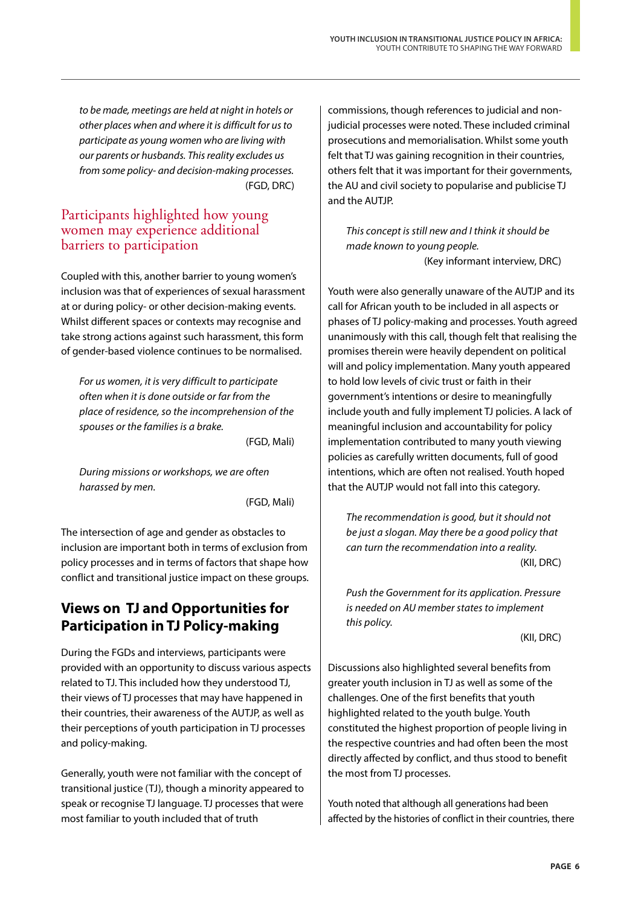*to be made, meetings are held at night in hotels or other places when and where it is difficult for us to participate as young women who are living with our parents or husbands. This reality excludes us from some policy- and decision-making processes.*
(FGD, DRC)

## Participants highlighted how young women may experience additional barriers to participation

Coupled with this, another barrier to young women's inclusion was that of experiences of sexual harassment at or during policy- or other decision-making events. Whilst different spaces or contexts may recognise and take strong actions against such harassment, this form of gender-based violence continues to be normalised.

> *For us women, it is very difficult to participate often when it is done outside or far from the place of residence, so the incomprehension of the spouses or the families is a brake.*
> (FGD, Mali)

> *During missions or workshops, we are often harassed by men.*
> (FGD, Mali)

The intersection of age and gender as obstacles to inclusion are important both in terms of exclusion from policy processes and in terms of factors that shape how conflict and transitional justice impact on these groups.

## Views on TJ and Opportunities for Participation in TJ Policy-making

During the FGDs and interviews, participants were provided with an opportunity to discuss various aspects related to TJ. This included how they understood TJ, their views of TJ processes that may have happened in their countries, their awareness of the AUTJP, as well as their perceptions of youth participation in TJ processes and policy-making.

Generally, youth were not familiar with the concept of transitional justice (TJ), though a minority appeared to speak or recognise TJ language. TJ processes that were most familiar to youth included that of truth commissions, though references to judicial and non-judicial processes were noted. These included criminal prosecutions and memorialisation. Whilst some youth felt that TJ was gaining recognition in their countries, others felt that it was important for their governments, the AU and civil society to popularise and publicise TJ and the AUTJP.

> *This concept is still new and I think it should be made known to young people.*
> (Key informant interview, DRC)

Youth were also generally unaware of the AUTJP and its call for African youth to be included in all aspects or phases of TJ policy-making and processes. Youth agreed unanimously with this call, though felt that realising the promises therein were heavily dependent on political will and policy implementation. Many youth appeared to hold low levels of civic trust or faith in their government's intentions or desire to meaningfully include youth and fully implement TJ policies. A lack of meaningful inclusion and accountability for policy implementation contributed to many youth viewing policies as carefully written documents, full of good intentions, which are often not realised. Youth hoped that the AUTJP would not fall into this category.

> *The recommendation is good, but it should not be just a slogan. May there be a good policy that can turn the recommendation into a reality.*
> (KII, DRC)

> *Push the Government for its application. Pressure is needed on AU member states to implement this policy.*
> (KII, DRC)

Discussions also highlighted several benefits from greater youth inclusion in TJ as well as some of the challenges. One of the first benefits that youth highlighted related to the youth bulge. Youth constituted the highest proportion of people living in the respective countries and had often been the most directly affected by conflict, and thus stood to benefit the most from TJ processes.

Youth noted that although all generations had been affected by the histories of conflict in their countries, there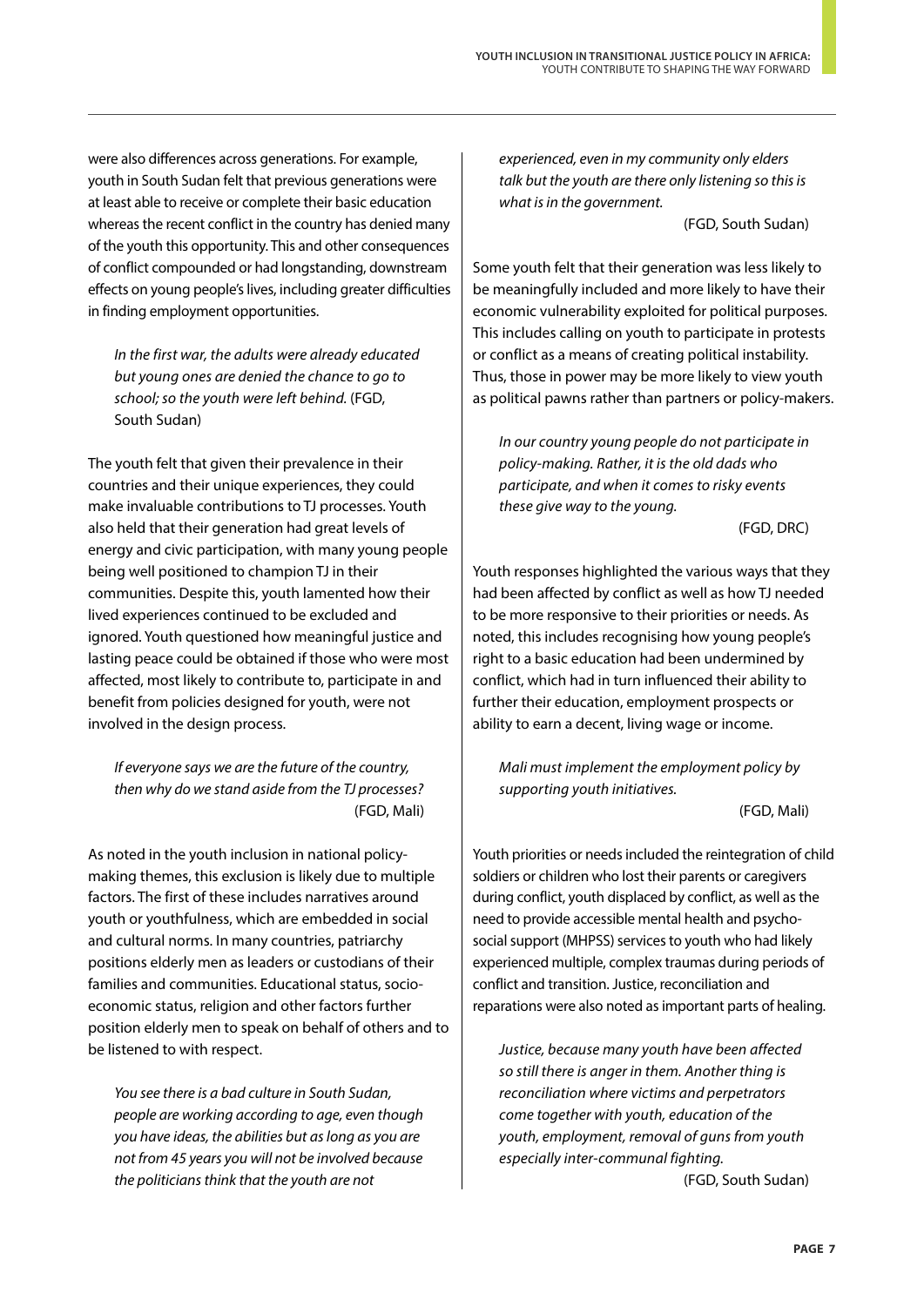were also differences across generations. For example, youth in South Sudan felt that previous generations were at least able to receive or complete their basic education whereas the recent conflict in the country has denied many of the youth this opportunity. This and other consequences of conflict compounded or had longstanding, downstream effects on young people's lives, including greater difficulties in finding employment opportunities.

> *In the first war, the adults were already educated but young ones are denied the chance to go to school; so the youth were left behind.* (FGD, South Sudan)

The youth felt that given their prevalence in their countries and their unique experiences, they could make invaluable contributions to TJ processes. Youth also held that their generation had great levels of energy and civic participation, with many young people being well positioned to champion TJ in their communities. Despite this, youth lamented how their lived experiences continued to be excluded and ignored. Youth questioned how meaningful justice and lasting peace could be obtained if those who were most affected, most likely to contribute to, participate in and benefit from policies designed for youth, were not involved in the design process.

> *If everyone says we are the future of the country, then why do we stand aside from the TJ processes?* (FGD, Mali)

As noted in the youth inclusion in national policy-making themes, this exclusion is likely due to multiple factors. The first of these includes narratives around youth or youthfulness, which are embedded in social and cultural norms. In many countries, patriarchy positions elderly men as leaders or custodians of their families and communities. Educational status, socio-economic status, religion and other factors further position elderly men to speak on behalf of others and to be listened to with respect.

> *You see there is a bad culture in South Sudan, people are working according to age, even though you have ideas, the abilities but as long as you are not from 45 years you will not be involved because the politicians think that the youth are not experienced, even in my community only elders talk but the youth are there only listening so this is what is in the government.* (FGD, South Sudan)

Some youth felt that their generation was less likely to be meaningfully included and more likely to have their economic vulnerability exploited for political purposes. This includes calling on youth to participate in protests or conflict as a means of creating political instability. Thus, those in power may be more likely to view youth as political pawns rather than partners or policy-makers.

> *In our country young people do not participate in policy-making. Rather, it is the old dads who participate, and when it comes to risky events these give way to the young.* (FGD, DRC)

Youth responses highlighted the various ways that they had been affected by conflict as well as how TJ needed to be more responsive to their priorities or needs. As noted, this includes recognising how young people's right to a basic education had been undermined by conflict, which had in turn influenced their ability to further their education, employment prospects or ability to earn a decent, living wage or income.

> *Mali must implement the employment policy by supporting youth initiatives.* (FGD, Mali)

Youth priorities or needs included the reintegration of child soldiers or children who lost their parents or caregivers during conflict, youth displaced by conflict, as well as the need to provide accessible mental health and psycho-social support (MHPSS) services to youth who had likely experienced multiple, complex traumas during periods of conflict and transition. Justice, reconciliation and reparations were also noted as important parts of healing.

> *Justice, because many youth have been affected so still there is anger in them. Another thing is reconciliation where victims and perpetrators come together with youth, education of the youth, employment, removal of guns from youth especially inter-communal fighting.* (FGD, South Sudan)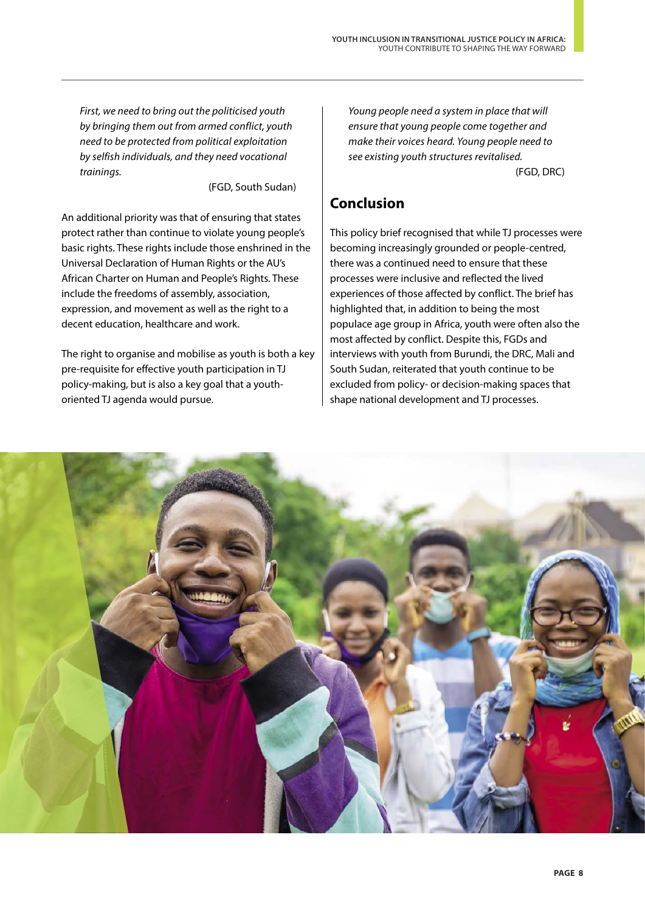*First, we need to bring out the politicised youth by bringing them out from armed conflict, youth need to be protected from political exploitation by selfish individuals, and they need vocational trainings.*

(FGD, South Sudan)

An additional priority was that of ensuring that states protect rather than continue to violate young people's basic rights. These rights include those enshrined in the Universal Declaration of Human Rights or the AU's African Charter on Human and People's Rights. These include the freedoms of assembly, association, expression, and movement as well as the right to a decent education, healthcare and work.

The right to organise and mobilise as youth is both a key pre-requisite for effective youth participation in TJ policy-making, but is also a key goal that a youth-oriented TJ agenda would pursue.

*Young people need a system in place that will ensure that young people come together and make their voices heard. Young people need to see existing youth structures revitalised.*

(FGD, DRC)

## Conclusion

This policy brief recognised that while TJ processes were becoming increasingly grounded or people-centred, there was a continued need to ensure that these processes were inclusive and reflected the lived experiences of those affected by conflict. The brief has highlighted that, in addition to being the most populace age group in Africa, youth were often also the most affected by conflict. Despite this, FGDs and interviews with youth from Burundi, the DRC, Mali and South Sudan, reiterated that youth continue to be excluded from policy- or decision-making spaces that shape national development and TJ processes.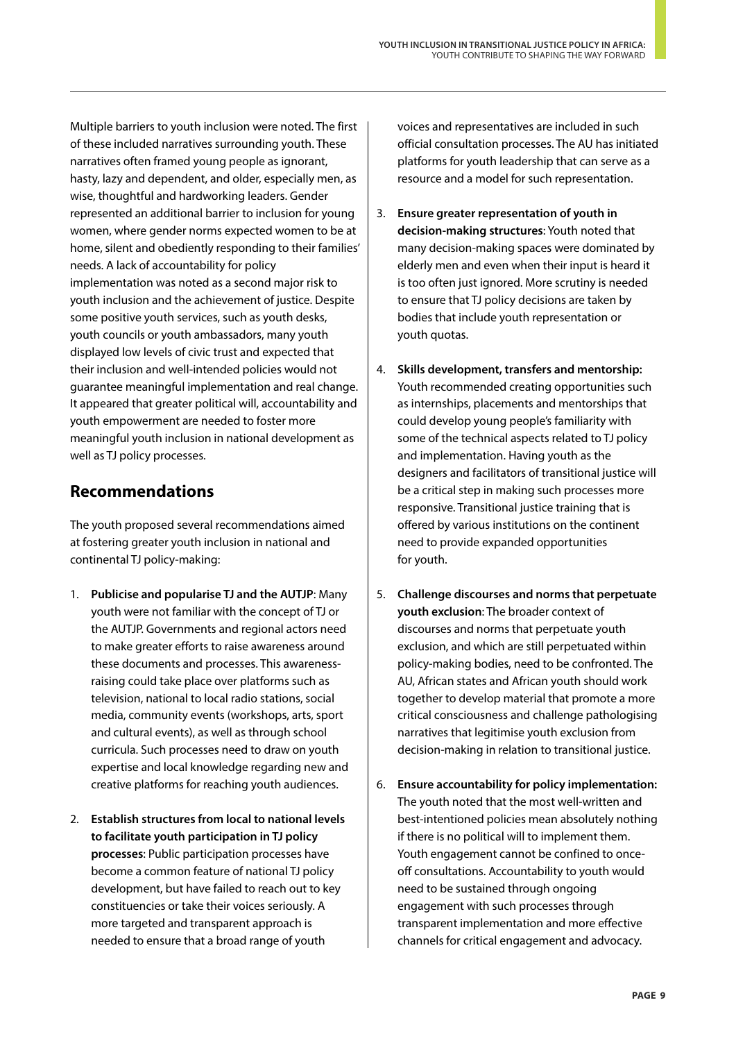Multiple barriers to youth inclusion were noted. The first of these included narratives surrounding youth. These narratives often framed young people as ignorant, hasty, lazy and dependent, and older, especially men, as wise, thoughtful and hardworking leaders. Gender represented an additional barrier to inclusion for young women, where gender norms expected women to be at home, silent and obediently responding to their families' needs. A lack of accountability for policy implementation was noted as a second major risk to youth inclusion and the achievement of justice. Despite some positive youth services, such as youth desks, youth councils or youth ambassadors, many youth displayed low levels of civic trust and expected that their inclusion and well-intended policies would not guarantee meaningful implementation and real change. It appeared that greater political will, accountability and youth empowerment are needed to foster more meaningful youth inclusion in national development as well as TJ policy processes.

## Recommendations

The youth proposed several recommendations aimed at fostering greater youth inclusion in national and continental TJ policy-making:

1. **Publicise and popularise TJ and the AUTJP**: Many youth were not familiar with the concept of TJ or the AUTJP. Governments and regional actors need to make greater efforts to raise awareness around these documents and processes. This awareness-raising could take place over platforms such as television, national to local radio stations, social media, community events (workshops, arts, sport and cultural events), as well as through school curricula. Such processes need to draw on youth expertise and local knowledge regarding new and creative platforms for reaching youth audiences.

2. **Establish structures from local to national levels to facilitate youth participation in TJ policy processes**: Public participation processes have become a common feature of national TJ policy development, but have failed to reach out to key constituencies or take their voices seriously. A more targeted and transparent approach is needed to ensure that a broad range of youth voices and representatives are included in such official consultation processes. The AU has initiated platforms for youth leadership that can serve as a resource and a model for such representation.

3. **Ensure greater representation of youth in decision-making structures**: Youth noted that many decision-making spaces were dominated by elderly men and even when their input is heard it is too often just ignored. More scrutiny is needed to ensure that TJ policy decisions are taken by bodies that include youth representation or youth quotas.

4. **Skills development, transfers and mentorship:** Youth recommended creating opportunities such as internships, placements and mentorships that could develop young people's familiarity with some of the technical aspects related to TJ policy and implementation. Having youth as the designers and facilitators of transitional justice will be a critical step in making such processes more responsive. Transitional justice training that is offered by various institutions on the continent need to provide expanded opportunities for youth.

5. **Challenge discourses and norms that perpetuate youth exclusion**: The broader context of discourses and norms that perpetuate youth exclusion, and which are still perpetuated within policy-making bodies, need to be confronted. The AU, African states and African youth should work together to develop material that promote a more critical consciousness and challenge pathologising narratives that legitimise youth exclusion from decision-making in relation to transitional justice.

6. **Ensure accountability for policy implementation:** The youth noted that the most well-written and best-intentioned policies mean absolutely nothing if there is no political will to implement them. Youth engagement cannot be confined to once-off consultations. Accountability to youth would need to be sustained through ongoing engagement with such processes through transparent implementation and more effective channels for critical engagement and advocacy.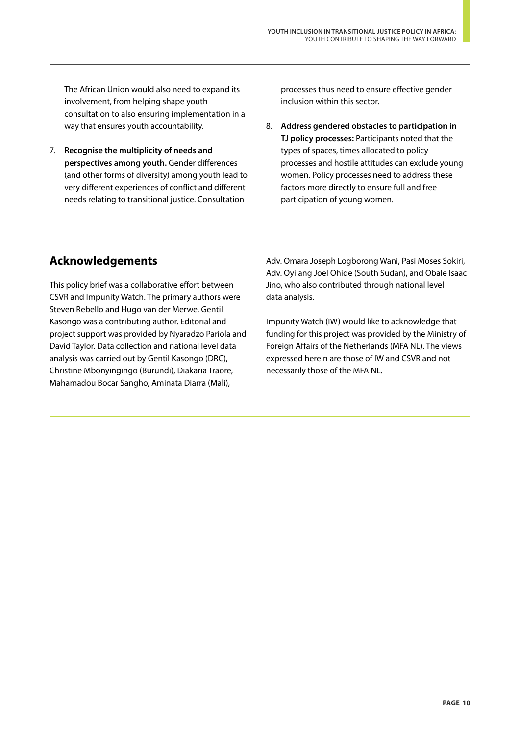The African Union would also need to expand its involvement, from helping shape youth consultation to also ensuring implementation in a way that ensures youth accountability.

7. **Recognise the multiplicity of needs and perspectives among youth.** Gender differences (and other forms of diversity) among youth lead to very different experiences of conflict and different needs relating to transitional justice. Consultation processes thus need to ensure effective gender inclusion within this sector.

8. **Address gendered obstacles to participation in TJ policy processes:** Participants noted that the types of spaces, times allocated to policy processes and hostile attitudes can exclude young women. Policy processes need to address these factors more directly to ensure full and free participation of young women.

## Acknowledgements

This policy brief was a collaborative effort between CSVR and Impunity Watch. The primary authors were Steven Rebello and Hugo van der Merwe. Gentil Kasongo was a contributing author. Editorial and project support was provided by Nyaradzo Pariola and David Taylor. Data collection and national level data analysis was carried out by Gentil Kasongo (DRC), Christine Mbonyingingo (Burundi), Diakaria Traore, Mahamadou Bocar Sangho, Aminata Diarra (Mali), Adv. Omara Joseph Logborong Wani, Pasi Moses Sokiri, Adv. Oyilang Joel Ohide (South Sudan), and Obale Isaac Jino, who also contributed through national level data analysis.

Impunity Watch (IW) would like to acknowledge that funding for this project was provided by the Ministry of Foreign Affairs of the Netherlands (MFA NL). The views expressed herein are those of IW and CSVR and not necessarily those of the MFA NL.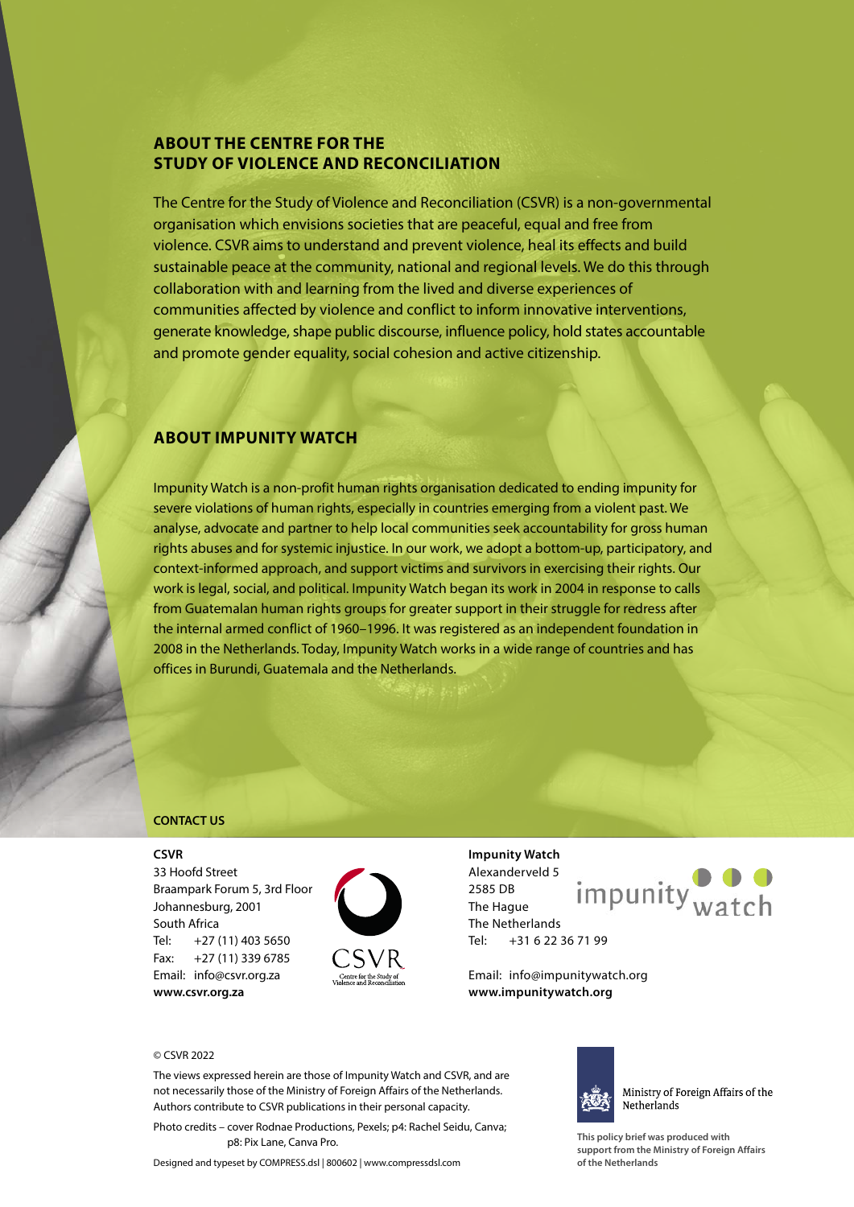## ABOUT THE CENTRE FOR THE STUDY OF VIOLENCE AND RECONCILIATION

The Centre for the Study of Violence and Reconciliation (CSVR) is a non-governmental organisation which envisions societies that are peaceful, equal and free from violence. CSVR aims to understand and prevent violence, heal its effects and build sustainable peace at the community, national and regional levels. We do this through collaboration with and learning from the lived and diverse experiences of communities affected by violence and conflict to inform innovative interventions, generate knowledge, shape public discourse, influence policy, hold states accountable and promote gender equality, social cohesion and active citizenship.

## ABOUT IMPUNITY WATCH

Impunity Watch is a non-profit human rights organisation dedicated to ending impunity for severe violations of human rights, especially in countries emerging from a violent past. We analyse, advocate and partner to help local communities seek accountability for gross human rights abuses and for systemic injustice. In our work, we adopt a bottom-up, participatory, and context-informed approach, and support victims and survivors in exercising their rights. Our work is legal, social, and political. Impunity Watch began its work in 2004 in response to calls from Guatemalan human rights groups for greater support in their struggle for redress after the internal armed conflict of 1960–1996. It was registered as an independent foundation in 2008 in the Netherlands. Today, Impunity Watch works in a wide range of countries and has offices in Burundi, Guatemala and the Netherlands.

### CONTACT US

**CSVR**
33 Hoofd Street
Braampark Forum 5, 3rd Floor
Johannesburg, 2001
South Africa
Tel: +27 (11) 403 5650
Fax: +27 (11) 339 6785
Email: info@csvr.org.za
**www.csvr.org.za**

CSVR
Centre for the Study of Violence and Reconciliation

**Impunity Watch**
Alexanderveld 5
2585 DB
The Hague
The Netherlands
Tel: +31 6 22 36 71 99

Email: info@impunitywatch.org
**www.impunitywatch.org**

impunity watch

© CSVR 2022

The views expressed herein are those of Impunity Watch and CSVR, and are not necessarily those of the Ministry of Foreign Affairs of the Netherlands. Authors contribute to CSVR publications in their personal capacity.

Photo credits – cover Rodnae Productions, Pexels; p4: Rachel Seidu, Canva; p8: Pix Lane, Canva Pro.

Designed and typeset by COMPRESS.dsl | 800602 | www.compressdsl.com

Ministry of Foreign Affairs of the Netherlands

**This policy brief was produced with support from the Ministry of Foreign Affairs of the Netherlands**